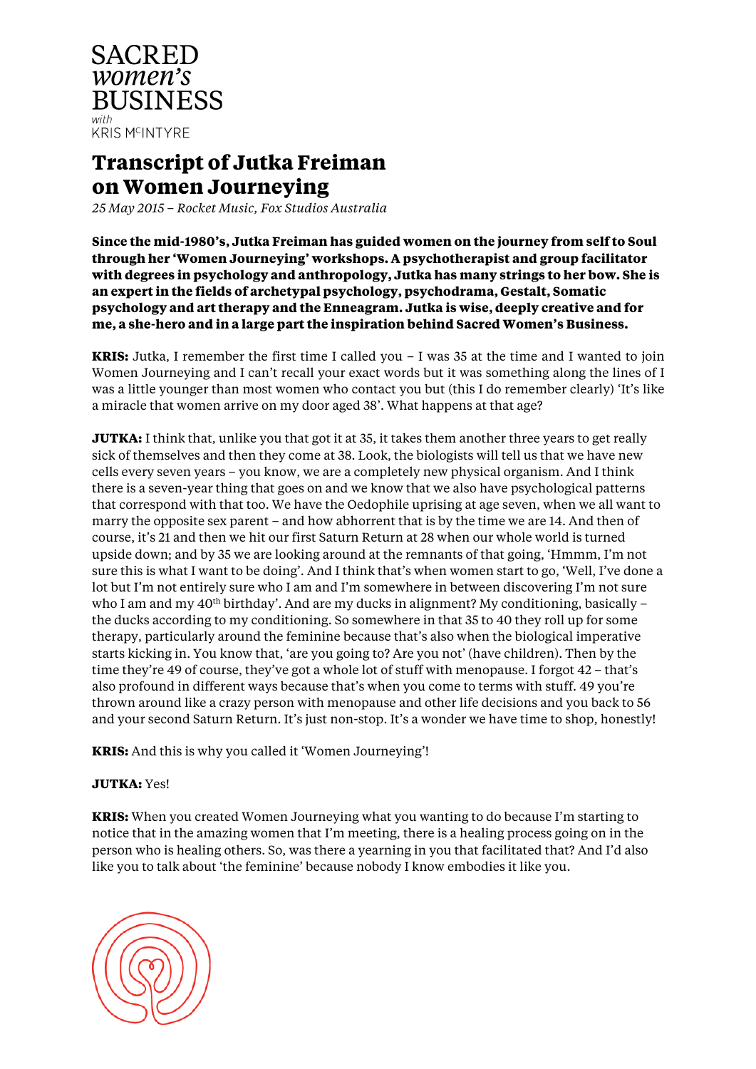SACRED
*women's*
BUSINESS
*with*
KRIS McINTYRE

# Transcript of Jutka Freiman on Women Journeying

*25 May 2015 – Rocket Music, Fox Studios Australia*

**Since the mid-1980's, Jutka Freiman has guided women on the journey from self to Soul through her 'Women Journeying' workshops. A psychotherapist and group facilitator with degrees in psychology and anthropology, Jutka has many strings to her bow. She is an expert in the fields of archetypal psychology, psychodrama, Gestalt, Somatic psychology and art therapy and the Enneagram. Jutka is wise, deeply creative and for me, a she-hero and in a large part the inspiration behind Sacred Women's Business.**

**KRIS:** Jutka, I remember the first time I called you – I was 35 at the time and I wanted to join Women Journeying and I can't recall your exact words but it was something along the lines of I was a little younger than most women who contact you but (this I do remember clearly) 'It's like a miracle that women arrive on my door aged 38'. What happens at that age?

**JUTKA:** I think that, unlike you that got it at 35, it takes them another three years to get really sick of themselves and then they come at 38. Look, the biologists will tell us that we have new cells every seven years – you know, we are a completely new physical organism. And I think there is a seven-year thing that goes on and we know that we also have psychological patterns that correspond with that too. We have the Oedophile uprising at age seven, when we all want to marry the opposite sex parent – and how abhorrent that is by the time we are 14. And then of course, it's 21 and then we hit our first Saturn Return at 28 when our whole world is turned upside down; and by 35 we are looking around at the remnants of that going, 'Hmmm, I'm not sure this is what I want to be doing'. And I think that's when women start to go, 'Well, I've done a lot but I'm not entirely sure who I am and I'm somewhere in between discovering I'm not sure who I am and my 40th birthday'. And are my ducks in alignment? My conditioning, basically – the ducks according to my conditioning. So somewhere in that 35 to 40 they roll up for some therapy, particularly around the feminine because that's also when the biological imperative starts kicking in. You know that, 'are you going to? Are you not' (have children). Then by the time they're 49 of course, they've got a whole lot of stuff with menopause. I forgot 42 – that's also profound in different ways because that's when you come to terms with stuff. 49 you're thrown around like a crazy person with menopause and other life decisions and you back to 56 and your second Saturn Return. It's just non-stop. It's a wonder we have time to shop, honestly!

**KRIS:** And this is why you called it 'Women Journeying'!

**JUTKA:** Yes!

**KRIS:** When you created Women Journeying what you wanting to do because I'm starting to notice that in the amazing women that I'm meeting, there is a healing process going on in the person who is healing others. So, was there a yearning in you that facilitated that? And I'd also like you to talk about 'the feminine' because nobody I know embodies it like you.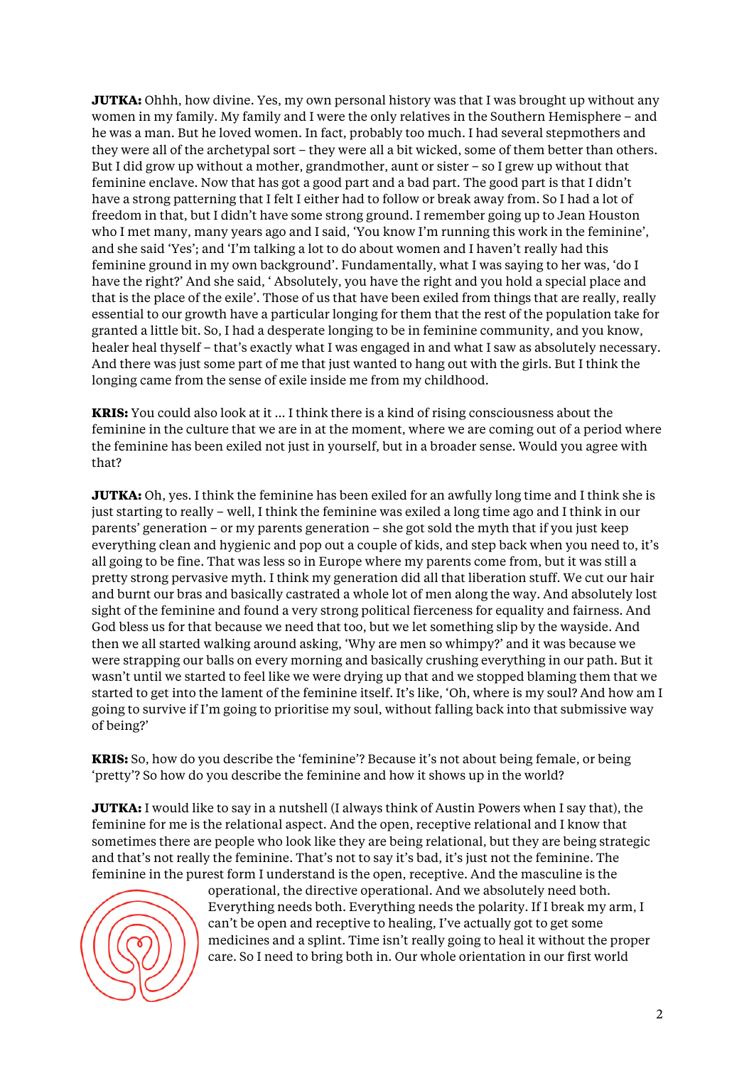**JUTKA:** Ohhh, how divine. Yes, my own personal history was that I was brought up without any women in my family. My family and I were the only relatives in the Southern Hemisphere – and he was a man. But he loved women. In fact, probably too much. I had several stepmothers and they were all of the archetypal sort – they were all a bit wicked, some of them better than others. But I did grow up without a mother, grandmother, aunt or sister – so I grew up without that feminine enclave. Now that has got a good part and a bad part. The good part is that I didn't have a strong patterning that I felt I either had to follow or break away from. So I had a lot of freedom in that, but I didn't have some strong ground. I remember going up to Jean Houston who I met many, many years ago and I said, 'You know I'm running this work in the feminine', and she said 'Yes'; and 'I'm talking a lot to do about women and I haven't really had this feminine ground in my own background'. Fundamentally, what I was saying to her was, 'do I have the right?' And she said, ' Absolutely, you have the right and you hold a special place and that is the place of the exile'. Those of us that have been exiled from things that are really, really essential to our growth have a particular longing for them that the rest of the population take for granted a little bit. So, I had a desperate longing to be in feminine community, and you know, healer heal thyself – that's exactly what I was engaged in and what I saw as absolutely necessary. And there was just some part of me that just wanted to hang out with the girls. But I think the longing came from the sense of exile inside me from my childhood.

**KRIS:** You could also look at it … I think there is a kind of rising consciousness about the feminine in the culture that we are in at the moment, where we are coming out of a period where the feminine has been exiled not just in yourself, but in a broader sense. Would you agree with that?

**JUTKA:** Oh, yes. I think the feminine has been exiled for an awfully long time and I think she is just starting to really – well, I think the feminine was exiled a long time ago and I think in our parents' generation – or my parents generation – she got sold the myth that if you just keep everything clean and hygienic and pop out a couple of kids, and step back when you need to, it's all going to be fine. That was less so in Europe where my parents come from, but it was still a pretty strong pervasive myth. I think my generation did all that liberation stuff. We cut our hair and burnt our bras and basically castrated a whole lot of men along the way. And absolutely lost sight of the feminine and found a very strong political fierceness for equality and fairness. And God bless us for that because we need that too, but we let something slip by the wayside. And then we all started walking around asking, 'Why are men so whimpy?' and it was because we were strapping our balls on every morning and basically crushing everything in our path. But it wasn't until we started to feel like we were drying up that and we stopped blaming them that we started to get into the lament of the feminine itself. It's like, 'Oh, where is my soul? And how am I going to survive if I'm going to prioritise my soul, without falling back into that submissive way of being?'

**KRIS:** So, how do you describe the 'feminine'? Because it's not about being female, or being 'pretty'? So how do you describe the feminine and how it shows up in the world?

**JUTKA:** I would like to say in a nutshell (I always think of Austin Powers when I say that), the feminine for me is the relational aspect. And the open, receptive relational and I know that sometimes there are people who look like they are being relational, but they are being strategic and that's not really the feminine. That's not to say it's bad, it's just not the feminine. The feminine in the purest form I understand is the open, receptive. And the masculine is the operational, the directive operational. And we absolutely need both. Everything needs both. Everything needs the polarity. If I break my arm, I can't be open and receptive to healing, I've actually got to get some medicines and a splint. Time isn't really going to heal it without the proper care. So I need to bring both in. Our whole orientation in our first world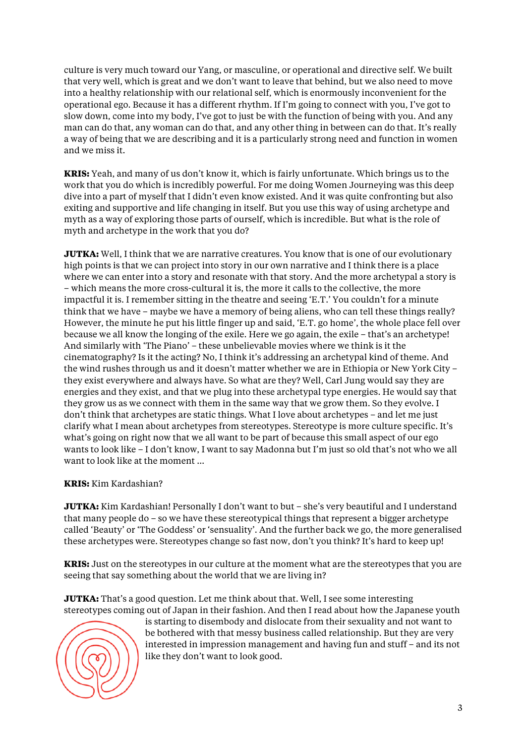culture is very much toward our Yang, or masculine, or operational and directive self. We built that very well, which is great and we don't want to leave that behind, but we also need to move into a healthy relationship with our relational self, which is enormously inconvenient for the operational ego. Because it has a different rhythm. If I'm going to connect with you, I've got to slow down, come into my body, I've got to just be with the function of being with you. And any man can do that, any woman can do that, and any other thing in between can do that. It's really a way of being that we are describing and it is a particularly strong need and function in women and we miss it.

**KRIS:** Yeah, and many of us don't know it, which is fairly unfortunate. Which brings us to the work that you do which is incredibly powerful. For me doing Women Journeying was this deep dive into a part of myself that I didn't even know existed. And it was quite confronting but also exiting and supportive and life changing in itself. But you use this way of using archetype and myth as a way of exploring those parts of ourself, which is incredible. But what is the role of myth and archetype in the work that you do?

**JUTKA:** Well, I think that we are narrative creatures. You know that is one of our evolutionary high points is that we can project into story in our own narrative and I think there is a place where we can enter into a story and resonate with that story. And the more archetypal a story is – which means the more cross-cultural it is, the more it calls to the collective, the more impactful it is. I remember sitting in the theatre and seeing 'E.T.' You couldn't for a minute think that we have – maybe we have a memory of being aliens, who can tell these things really? However, the minute he put his little finger up and said, 'E.T. go home', the whole place fell over because we all know the longing of the exile. Here we go again, the exile – that's an archetype! And similarly with 'The Piano' – these unbelievable movies where we think is it the cinematography? Is it the acting? No, I think it's addressing an archetypal kind of theme. And the wind rushes through us and it doesn't matter whether we are in Ethiopia or New York City – they exist everywhere and always have. So what are they? Well, Carl Jung would say they are energies and they exist, and that we plug into these archetypal type energies. He would say that they grow us as we connect with them in the same way that we grow them. So they evolve. I don't think that archetypes are static things. What I love about archetypes – and let me just clarify what I mean about archetypes from stereotypes. Stereotype is more culture specific. It's what's going on right now that we all want to be part of because this small aspect of our ego wants to look like – I don't know, I want to say Madonna but I'm just so old that's not who we all want to look like at the moment ...

**KRIS:** Kim Kardashian?

**JUTKA:** Kim Kardashian! Personally I don't want to but – she's very beautiful and I understand that many people do – so we have these stereotypical things that represent a bigger archetype called 'Beauty' or 'The Goddess' or 'sensuality'. And the further back we go, the more generalised these archetypes were. Stereotypes change so fast now, don't you think? It's hard to keep up!

**KRIS:** Just on the stereotypes in our culture at the moment what are the stereotypes that you are seeing that say something about the world that we are living in?

**JUTKA:** That's a good question. Let me think about that. Well, I see some interesting stereotypes coming out of Japan in their fashion. And then I read about how the Japanese youth is starting to disembody and dislocate from their sexuality and not want to be bothered with that messy business called relationship. But they are very interested in impression management and having fun and stuff – and its not like they don't want to look good.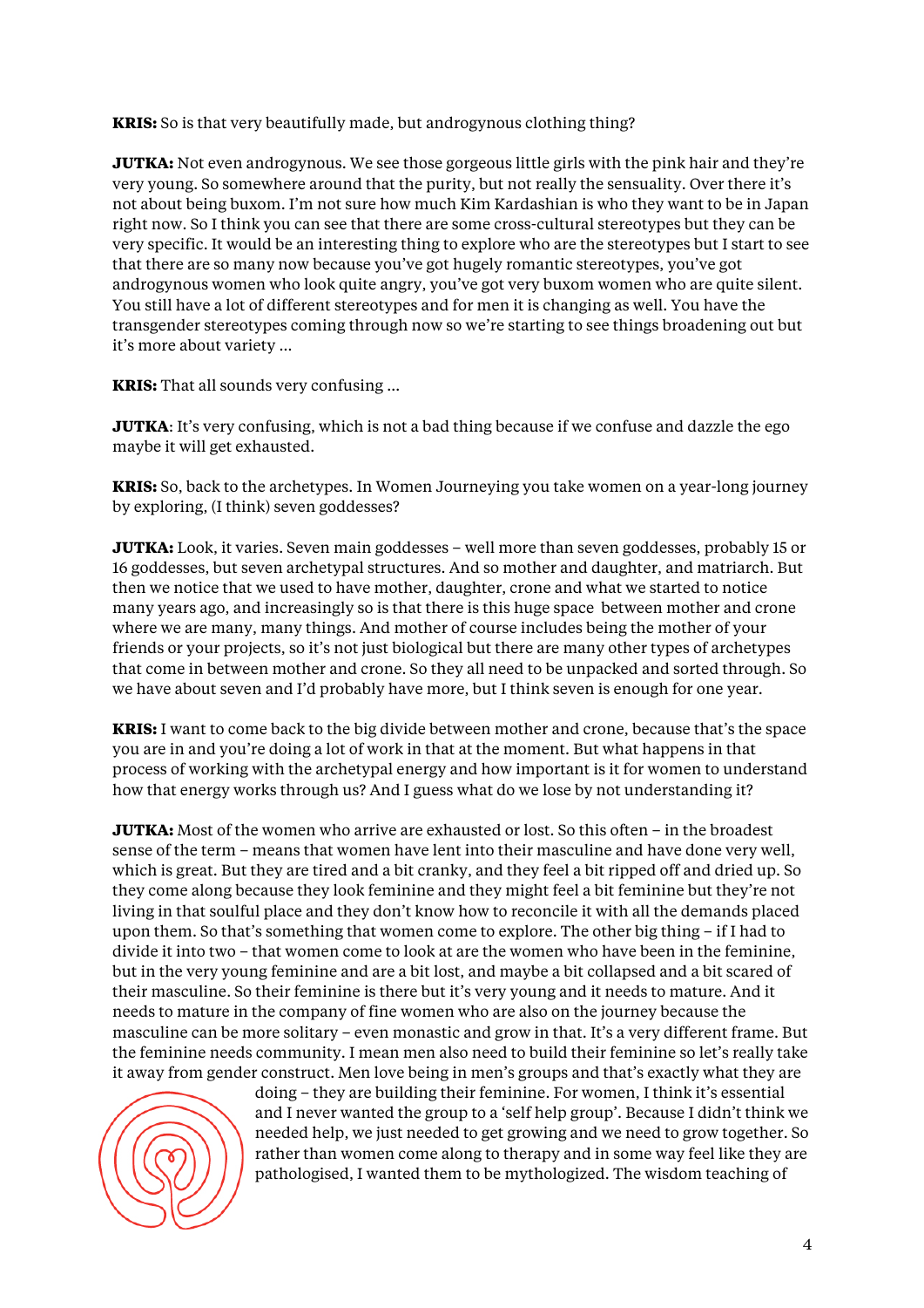**KRIS:** So is that very beautifully made, but androgynous clothing thing?

**JUTKA:** Not even androgynous. We see those gorgeous little girls with the pink hair and they're very young. So somewhere around that the purity, but not really the sensuality. Over there it's not about being buxom. I'm not sure how much Kim Kardashian is who they want to be in Japan right now. So I think you can see that there are some cross-cultural stereotypes but they can be very specific. It would be an interesting thing to explore who are the stereotypes but I start to see that there are so many now because you've got hugely romantic stereotypes, you've got androgynous women who look quite angry, you've got very buxom women who are quite silent. You still have a lot of different stereotypes and for men it is changing as well. You have the transgender stereotypes coming through now so we're starting to see things broadening out but it's more about variety …

**KRIS:** That all sounds very confusing …

**JUTKA**: It's very confusing, which is not a bad thing because if we confuse and dazzle the ego maybe it will get exhausted.

**KRIS:** So, back to the archetypes. In Women Journeying you take women on a year-long journey by exploring, (I think) seven goddesses?

**JUTKA:** Look, it varies. Seven main goddesses – well more than seven goddesses, probably 15 or 16 goddesses, but seven archetypal structures. And so mother and daughter, and matriarch. But then we notice that we used to have mother, daughter, crone and what we started to notice many years ago, and increasingly so is that there is this huge space between mother and crone where we are many, many things. And mother of course includes being the mother of your friends or your projects, so it's not just biological but there are many other types of archetypes that come in between mother and crone. So they all need to be unpacked and sorted through. So we have about seven and I'd probably have more, but I think seven is enough for one year.

**KRIS:** I want to come back to the big divide between mother and crone, because that's the space you are in and you're doing a lot of work in that at the moment. But what happens in that process of working with the archetypal energy and how important is it for women to understand how that energy works through us? And I guess what do we lose by not understanding it?

**JUTKA:** Most of the women who arrive are exhausted or lost. So this often – in the broadest sense of the term – means that women have lent into their masculine and have done very well, which is great. But they are tired and a bit cranky, and they feel a bit ripped off and dried up. So they come along because they look feminine and they might feel a bit feminine but they're not living in that soulful place and they don't know how to reconcile it with all the demands placed upon them. So that's something that women come to explore. The other big thing – if I had to divide it into two – that women come to look at are the women who have been in the feminine, but in the very young feminine and are a bit lost, and maybe a bit collapsed and a bit scared of their masculine. So their feminine is there but it's very young and it needs to mature. And it needs to mature in the company of fine women who are also on the journey because the masculine can be more solitary – even monastic and grow in that. It's a very different frame. But the feminine needs community. I mean men also need to build their feminine so let's really take it away from gender construct. Men love being in men's groups and that's exactly what they are doing – they are building their feminine. For women, I think it's essential and I never wanted the group to a 'self help group'. Because I didn't think we needed help, we just needed to get growing and we need to grow together. So rather than women come along to therapy and in some way feel like they are pathologised, I wanted them to be mythologized. The wisdom teaching of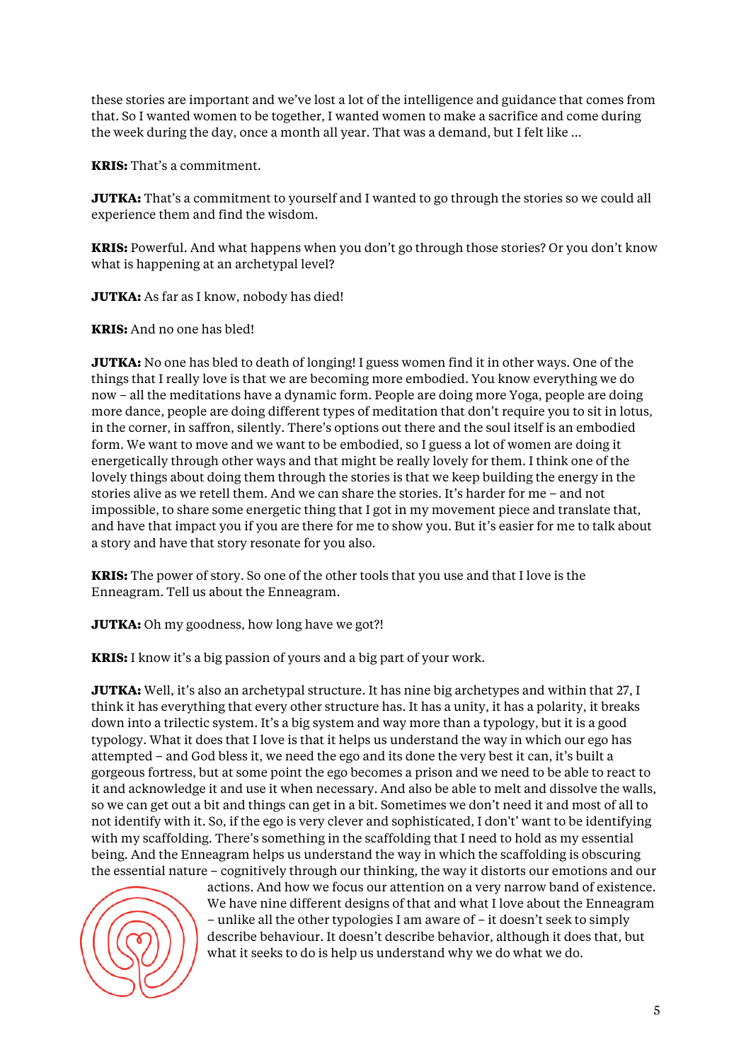these stories are important and we've lost a lot of the intelligence and guidance that comes from that. So I wanted women to be together, I wanted women to make a sacrifice and come during the week during the day, once a month all year. That was a demand, but I felt like ...

**KRIS:** That's a commitment.

**JUTKA:** That's a commitment to yourself and I wanted to go through the stories so we could all experience them and find the wisdom.

**KRIS:** Powerful. And what happens when you don't go through those stories? Or you don't know what is happening at an archetypal level?

**JUTKA:** As far as I know, nobody has died!

**KRIS:** And no one has bled!

**JUTKA:** No one has bled to death of longing! I guess women find it in other ways. One of the things that I really love is that we are becoming more embodied. You know everything we do now – all the meditations have a dynamic form. People are doing more Yoga, people are doing more dance, people are doing different types of meditation that don't require you to sit in lotus, in the corner, in saffron, silently. There's options out there and the soul itself is an embodied form. We want to move and we want to be embodied, so I guess a lot of women are doing it energetically through other ways and that might be really lovely for them. I think one of the lovely things about doing them through the stories is that we keep building the energy in the stories alive as we retell them. And we can share the stories. It's harder for me – and not impossible, to share some energetic thing that I got in my movement piece and translate that, and have that impact you if you are there for me to show you. But it's easier for me to talk about a story and have that story resonate for you also.

**KRIS:** The power of story. So one of the other tools that you use and that I love is the Enneagram. Tell us about the Enneagram.

**JUTKA:** Oh my goodness, how long have we got?!

**KRIS:** I know it's a big passion of yours and a big part of your work.

**JUTKA:** Well, it's also an archetypal structure. It has nine big archetypes and within that 27, I think it has everything that every other structure has. It has a unity, it has a polarity, it breaks down into a trilectic system. It's a big system and way more than a typology, but it is a good typology. What it does that I love is that it helps us understand the way in which our ego has attempted – and God bless it, we need the ego and its done the very best it can, it's built a gorgeous fortress, but at some point the ego becomes a prison and we need to be able to react to it and acknowledge it and use it when necessary. And also be able to melt and dissolve the walls, so we can get out a bit and things can get in a bit. Sometimes we don't need it and most of all to not identify with it. So, if the ego is very clever and sophisticated, I don't' want to be identifying with my scaffolding. There's something in the scaffolding that I need to hold as my essential being. And the Enneagram helps us understand the way in which the scaffolding is obscuring the essential nature – cognitively through our thinking, the way it distorts our emotions and our actions. And how we focus our attention on a very narrow band of existence. We have nine different designs of that and what I love about the Enneagram – unlike all the other typologies I am aware of – it doesn't seek to simply describe behaviour. It doesn't describe behavior, although it does that, but what it seeks to do is help us understand why we do what we do.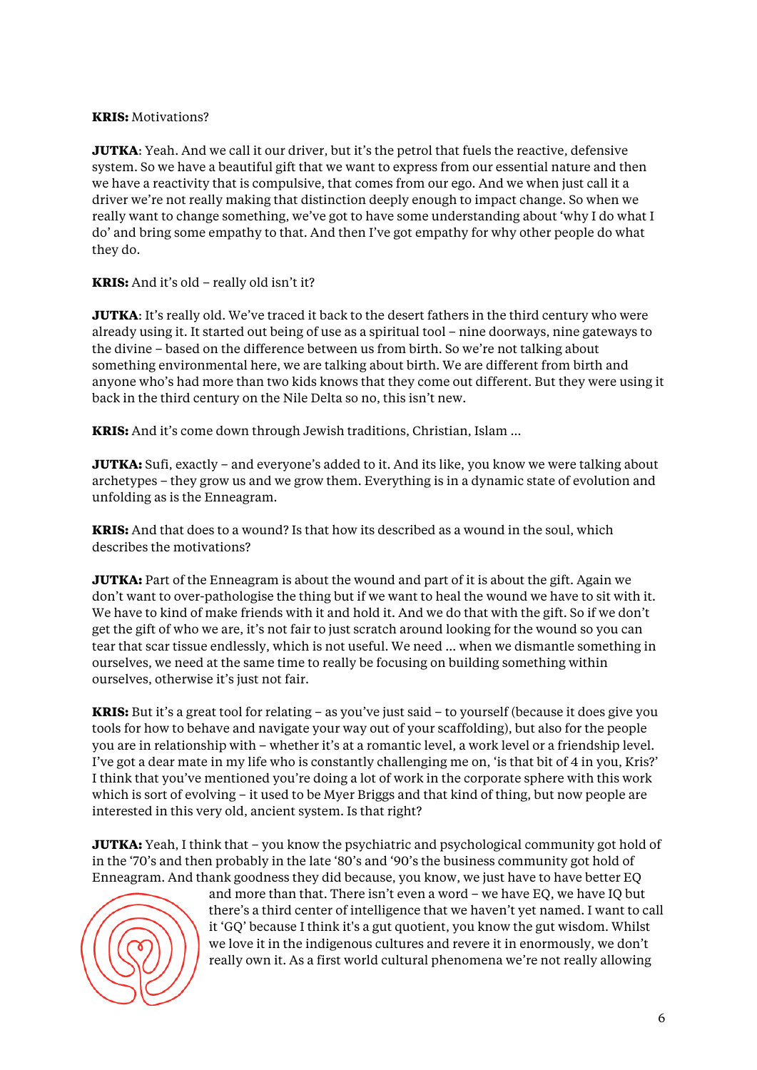**KRIS:** Motivations?

**JUTKA**: Yeah. And we call it our driver, but it's the petrol that fuels the reactive, defensive system. So we have a beautiful gift that we want to express from our essential nature and then we have a reactivity that is compulsive, that comes from our ego. And we when just call it a driver we're not really making that distinction deeply enough to impact change. So when we really want to change something, we've got to have some understanding about 'why I do what I do' and bring some empathy to that. And then I've got empathy for why other people do what they do.

**KRIS:** And it's old – really old isn't it?

**JUTKA**: It's really old. We've traced it back to the desert fathers in the third century who were already using it. It started out being of use as a spiritual tool – nine doorways, nine gateways to the divine – based on the difference between us from birth. So we're not talking about something environmental here, we are talking about birth. We are different from birth and anyone who's had more than two kids knows that they come out different. But they were using it back in the third century on the Nile Delta so no, this isn't new.

**KRIS:** And it's come down through Jewish traditions, Christian, Islam ...

**JUTKA:** Sufi, exactly – and everyone's added to it. And its like, you know we were talking about archetypes – they grow us and we grow them. Everything is in a dynamic state of evolution and unfolding as is the Enneagram.

**KRIS:** And that does to a wound? Is that how its described as a wound in the soul, which describes the motivations?

**JUTKA:** Part of the Enneagram is about the wound and part of it is about the gift. Again we don't want to over-pathologise the thing but if we want to heal the wound we have to sit with it. We have to kind of make friends with it and hold it. And we do that with the gift. So if we don't get the gift of who we are, it's not fair to just scratch around looking for the wound so you can tear that scar tissue endlessly, which is not useful. We need ... when we dismantle something in ourselves, we need at the same time to really be focusing on building something within ourselves, otherwise it's just not fair.

**KRIS:** But it's a great tool for relating – as you've just said – to yourself (because it does give you tools for how to behave and navigate your way out of your scaffolding), but also for the people you are in relationship with – whether it's at a romantic level, a work level or a friendship level. I've got a dear mate in my life who is constantly challenging me on, 'is that bit of 4 in you, Kris?' I think that you've mentioned you're doing a lot of work in the corporate sphere with this work which is sort of evolving – it used to be Myer Briggs and that kind of thing, but now people are interested in this very old, ancient system. Is that right?

**JUTKA:** Yeah, I think that – you know the psychiatric and psychological community got hold of in the '70's and then probably in the late '80's and '90's the business community got hold of Enneagram. And thank goodness they did because, you know, we just have to have better EQ and more than that. There isn't even a word – we have EQ, we have IQ but there's a third center of intelligence that we haven't yet named. I want to call it 'GQ' because I think it's a gut quotient, you know the gut wisdom. Whilst we love it in the indigenous cultures and revere it in enormously, we don't really own it. As a first world cultural phenomena we're not really allowing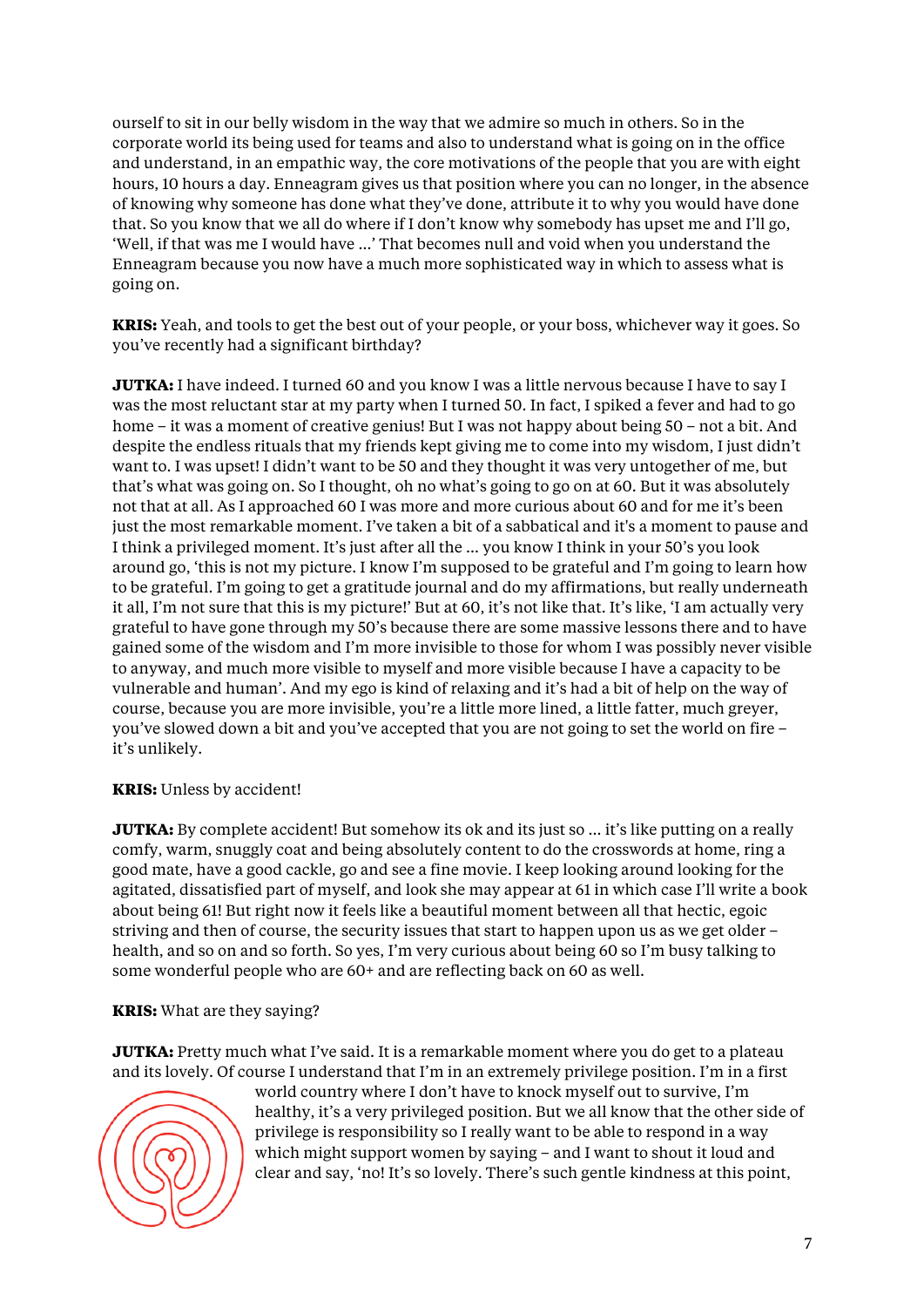ourself to sit in our belly wisdom in the way that we admire so much in others. So in the corporate world its being used for teams and also to understand what is going on in the office and understand, in an empathic way, the core motivations of the people that you are with eight hours, 10 hours a day. Enneagram gives us that position where you can no longer, in the absence of knowing why someone has done what they've done, attribute it to why you would have done that. So you know that we all do where if I don't know why somebody has upset me and I'll go, 'Well, if that was me I would have ...' That becomes null and void when you understand the Enneagram because you now have a much more sophisticated way in which to assess what is going on.

**KRIS:** Yeah, and tools to get the best out of your people, or your boss, whichever way it goes. So you've recently had a significant birthday?

**JUTKA:** I have indeed. I turned 60 and you know I was a little nervous because I have to say I was the most reluctant star at my party when I turned 50. In fact, I spiked a fever and had to go home – it was a moment of creative genius! But I was not happy about being 50 – not a bit. And despite the endless rituals that my friends kept giving me to come into my wisdom, I just didn't want to. I was upset! I didn't want to be 50 and they thought it was very untogether of me, but that's what was going on. So I thought, oh no what's going to go on at 60. But it was absolutely not that at all. As I approached 60 I was more and more curious about 60 and for me it's been just the most remarkable moment. I've taken a bit of a sabbatical and it's a moment to pause and I think a privileged moment. It's just after all the ... you know I think in your 50's you look around go, 'this is not my picture. I know I'm supposed to be grateful and I'm going to learn how to be grateful. I'm going to get a gratitude journal and do my affirmations, but really underneath it all, I'm not sure that this is my picture!' But at 60, it's not like that. It's like, 'I am actually very grateful to have gone through my 50's because there are some massive lessons there and to have gained some of the wisdom and I'm more invisible to those for whom I was possibly never visible to anyway, and much more visible to myself and more visible because I have a capacity to be vulnerable and human'. And my ego is kind of relaxing and it's had a bit of help on the way of course, because you are more invisible, you're a little more lined, a little fatter, much greyer, you've slowed down a bit and you've accepted that you are not going to set the world on fire – it's unlikely.

**KRIS:** Unless by accident!

**JUTKA:** By complete accident! But somehow its ok and its just so ... it's like putting on a really comfy, warm, snuggly coat and being absolutely content to do the crosswords at home, ring a good mate, have a good cackle, go and see a fine movie. I keep looking around looking for the agitated, dissatisfied part of myself, and look she may appear at 61 in which case I'll write a book about being 61! But right now it feels like a beautiful moment between all that hectic, egoic striving and then of course, the security issues that start to happen upon us as we get older – health, and so on and so forth. So yes, I'm very curious about being 60 so I'm busy talking to some wonderful people who are 60+ and are reflecting back on 60 as well.

**KRIS:** What are they saying?

**JUTKA:** Pretty much what I've said. It is a remarkable moment where you do get to a plateau and its lovely. Of course I understand that I'm in an extremely privilege position. I'm in a first world country where I don't have to knock myself out to survive, I'm healthy, it's a very privileged position. But we all know that the other side of privilege is responsibility so I really want to be able to respond in a way which might support women by saying – and I want to shout it loud and clear and say, 'no! It's so lovely. There's such gentle kindness at this point,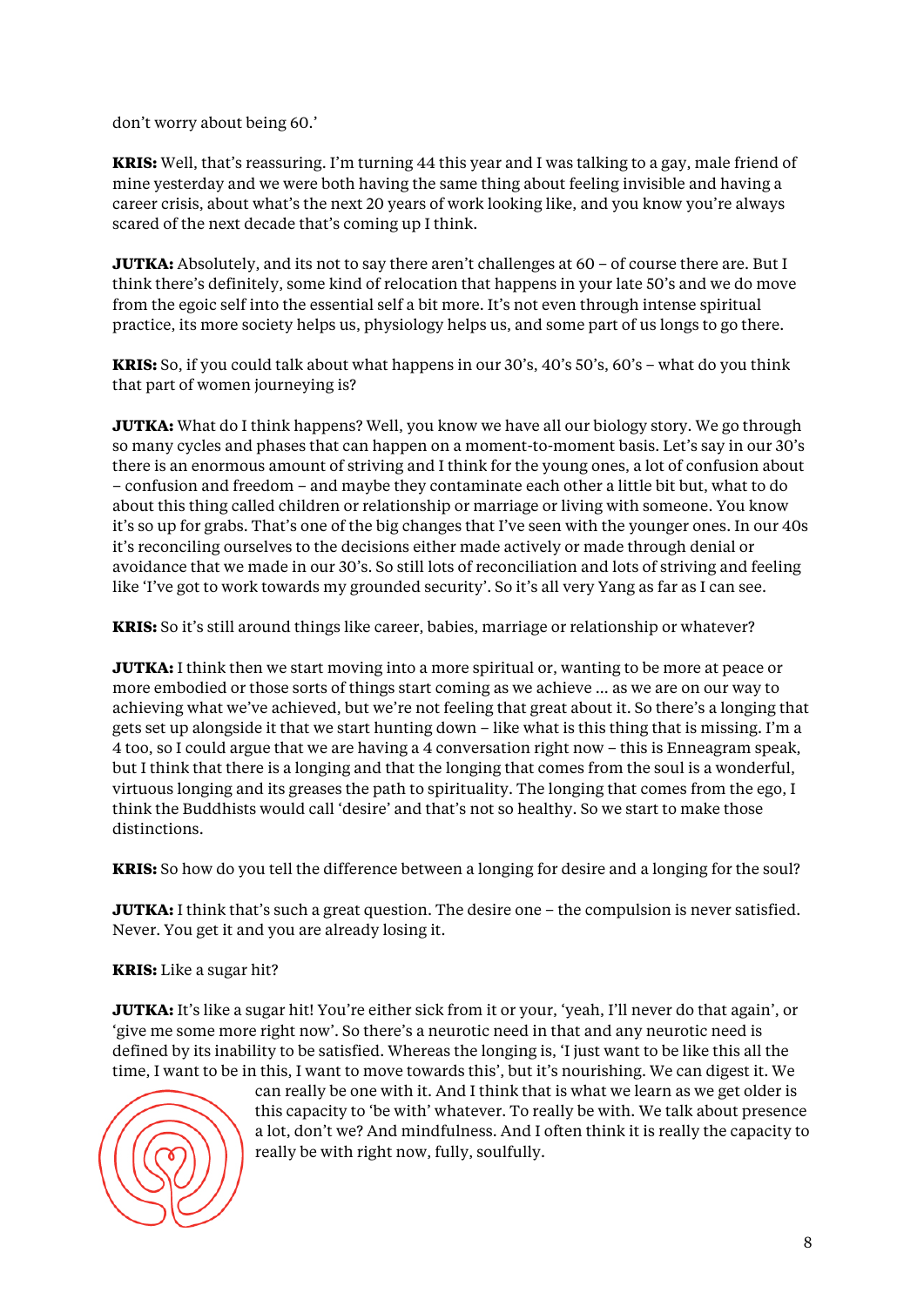don't worry about being 60.'

**KRIS:** Well, that's reassuring. I'm turning 44 this year and I was talking to a gay, male friend of mine yesterday and we were both having the same thing about feeling invisible and having a career crisis, about what's the next 20 years of work looking like, and you know you're always scared of the next decade that's coming up I think.

**JUTKA:** Absolutely, and its not to say there aren't challenges at 60 – of course there are. But I think there's definitely, some kind of relocation that happens in your late 50's and we do move from the egoic self into the essential self a bit more. It's not even through intense spiritual practice, its more society helps us, physiology helps us, and some part of us longs to go there.

**KRIS:** So, if you could talk about what happens in our 30's, 40's 50's, 60's – what do you think that part of women journeying is?

**JUTKA:** What do I think happens? Well, you know we have all our biology story. We go through so many cycles and phases that can happen on a moment-to-moment basis. Let's say in our 30's there is an enormous amount of striving and I think for the young ones, a lot of confusion about – confusion and freedom – and maybe they contaminate each other a little bit but, what to do about this thing called children or relationship or marriage or living with someone. You know it's so up for grabs. That's one of the big changes that I've seen with the younger ones. In our 40s it's reconciling ourselves to the decisions either made actively or made through denial or avoidance that we made in our 30's. So still lots of reconciliation and lots of striving and feeling like 'I've got to work towards my grounded security'. So it's all very Yang as far as I can see.

**KRIS:** So it's still around things like career, babies, marriage or relationship or whatever?

**JUTKA:** I think then we start moving into a more spiritual or, wanting to be more at peace or more embodied or those sorts of things start coming as we achieve ... as we are on our way to achieving what we've achieved, but we're not feeling that great about it. So there's a longing that gets set up alongside it that we start hunting down – like what is this thing that is missing. I'm a 4 too, so I could argue that we are having a 4 conversation right now – this is Enneagram speak, but I think that there is a longing and that the longing that comes from the soul is a wonderful, virtuous longing and its greases the path to spirituality. The longing that comes from the ego, I think the Buddhists would call 'desire' and that's not so healthy. So we start to make those distinctions.

**KRIS:** So how do you tell the difference between a longing for desire and a longing for the soul?

**JUTKA:** I think that's such a great question. The desire one – the compulsion is never satisfied. Never. You get it and you are already losing it.

**KRIS:** Like a sugar hit?

**JUTKA:** It's like a sugar hit! You're either sick from it or your, 'yeah, I'll never do that again', or 'give me some more right now'. So there's a neurotic need in that and any neurotic need is defined by its inability to be satisfied. Whereas the longing is, 'I just want to be like this all the time, I want to be in this, I want to move towards this', but it's nourishing. We can digest it. We can really be one with it. And I think that is what we learn as we get older is this capacity to 'be with' whatever. To really be with. We talk about presence a lot, don't we? And mindfulness. And I often think it is really the capacity to really be with right now, fully, soulfully.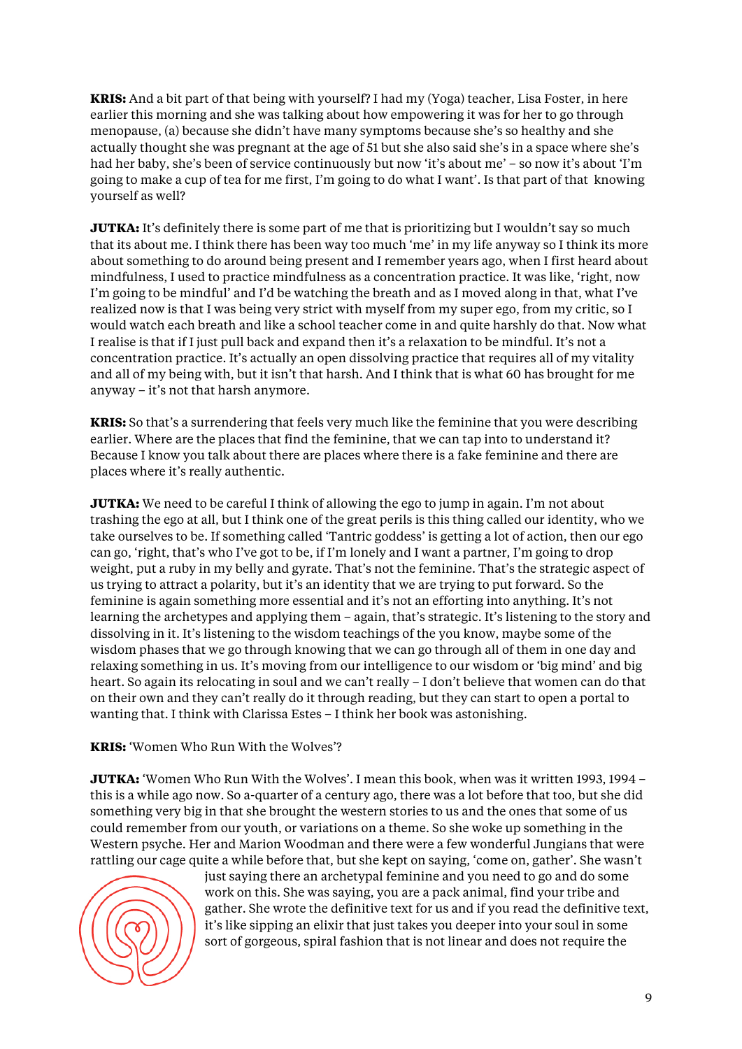**KRIS:** And a bit part of that being with yourself? I had my (Yoga) teacher, Lisa Foster, in here earlier this morning and she was talking about how empowering it was for her to go through menopause, (a) because she didn't have many symptoms because she's so healthy and she actually thought she was pregnant at the age of 51 but she also said she's in a space where she's had her baby, she's been of service continuously but now 'it's about me' – so now it's about 'I'm going to make a cup of tea for me first, I'm going to do what I want'. Is that part of that knowing yourself as well?

**JUTKA:** It's definitely there is some part of me that is prioritizing but I wouldn't say so much that its about me. I think there has been way too much 'me' in my life anyway so I think its more about something to do around being present and I remember years ago, when I first heard about mindfulness, I used to practice mindfulness as a concentration practice. It was like, 'right, now I'm going to be mindful' and I'd be watching the breath and as I moved along in that, what I've realized now is that I was being very strict with myself from my super ego, from my critic, so I would watch each breath and like a school teacher come in and quite harshly do that. Now what I realise is that if I just pull back and expand then it's a relaxation to be mindful. It's not a concentration practice. It's actually an open dissolving practice that requires all of my vitality and all of my being with, but it isn't that harsh. And I think that is what 60 has brought for me anyway – it's not that harsh anymore.

**KRIS:** So that's a surrendering that feels very much like the feminine that you were describing earlier. Where are the places that find the feminine, that we can tap into to understand it? Because I know you talk about there are places where there is a fake feminine and there are places where it's really authentic.

**JUTKA:** We need to be careful I think of allowing the ego to jump in again. I'm not about trashing the ego at all, but I think one of the great perils is this thing called our identity, who we take ourselves to be. If something called 'Tantric goddess' is getting a lot of action, then our ego can go, 'right, that's who I've got to be, if I'm lonely and I want a partner, I'm going to drop weight, put a ruby in my belly and gyrate. That's not the feminine. That's the strategic aspect of us trying to attract a polarity, but it's an identity that we are trying to put forward. So the feminine is again something more essential and it's not an efforting into anything. It's not learning the archetypes and applying them – again, that's strategic. It's listening to the story and dissolving in it. It's listening to the wisdom teachings of the you know, maybe some of the wisdom phases that we go through knowing that we can go through all of them in one day and relaxing something in us. It's moving from our intelligence to our wisdom or 'big mind' and big heart. So again its relocating in soul and we can't really – I don't believe that women can do that on their own and they can't really do it through reading, but they can start to open a portal to wanting that. I think with Clarissa Estes – I think her book was astonishing.

**KRIS:** 'Women Who Run With the Wolves'?

**JUTKA:** 'Women Who Run With the Wolves'. I mean this book, when was it written 1993, 1994 – this is a while ago now. So a-quarter of a century ago, there was a lot before that too, but she did something very big in that she brought the western stories to us and the ones that some of us could remember from our youth, or variations on a theme. So she woke up something in the Western psyche. Her and Marion Woodman and there were a few wonderful Jungians that were rattling our cage quite a while before that, but she kept on saying, 'come on, gather'. She wasn't just saying there an archetypal feminine and you need to go and do some work on this. She was saying, you are a pack animal, find your tribe and gather. She wrote the definitive text for us and if you read the definitive text, it's like sipping an elixir that just takes you deeper into your soul in some sort of gorgeous, spiral fashion that is not linear and does not require the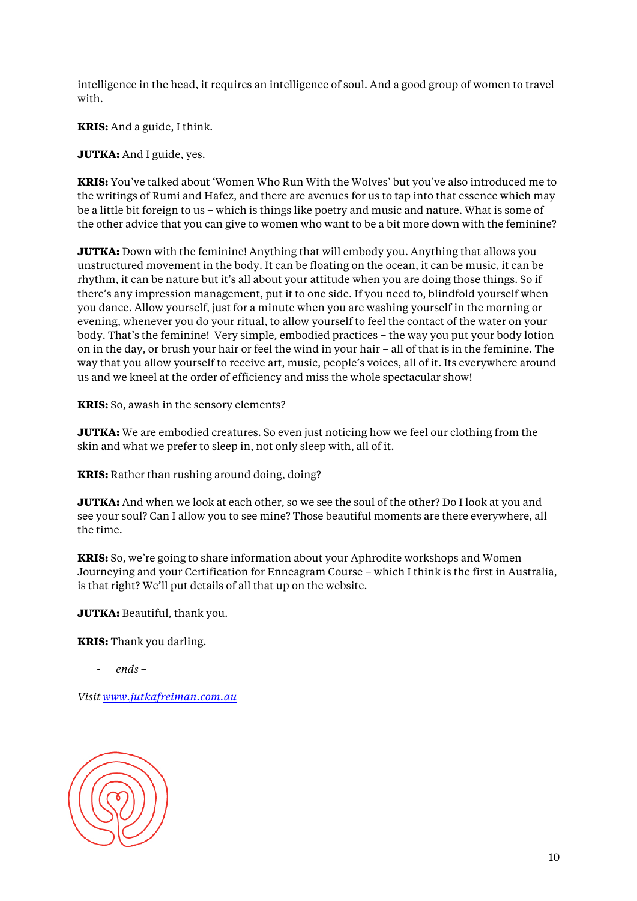intelligence in the head, it requires an intelligence of soul. And a good group of women to travel with.

**KRIS:** And a guide, I think.

**JUTKA:** And I guide, yes.

**KRIS:** You've talked about 'Women Who Run With the Wolves' but you've also introduced me to the writings of Rumi and Hafez, and there are avenues for us to tap into that essence which may be a little bit foreign to us – which is things like poetry and music and nature. What is some of the other advice that you can give to women who want to be a bit more down with the feminine?

**JUTKA:** Down with the feminine! Anything that will embody you. Anything that allows you unstructured movement in the body. It can be floating on the ocean, it can be music, it can be rhythm, it can be nature but it's all about your attitude when you are doing those things. So if there's any impression management, put it to one side. If you need to, blindfold yourself when you dance. Allow yourself, just for a minute when you are washing yourself in the morning or evening, whenever you do your ritual, to allow yourself to feel the contact of the water on your body. That's the feminine! Very simple, embodied practices – the way you put your body lotion on in the day, or brush your hair or feel the wind in your hair – all of that is in the feminine. The way that you allow yourself to receive art, music, people's voices, all of it. Its everywhere around us and we kneel at the order of efficiency and miss the whole spectacular show!

**KRIS:** So, awash in the sensory elements?

**JUTKA:** We are embodied creatures. So even just noticing how we feel our clothing from the skin and what we prefer to sleep in, not only sleep with, all of it.

**KRIS:** Rather than rushing around doing, doing?

**JUTKA:** And when we look at each other, so we see the soul of the other? Do I look at you and see your soul? Can I allow you to see mine? Those beautiful moments are there everywhere, all the time.

**KRIS:** So, we're going to share information about your Aphrodite workshops and Women Journeying and your Certification for Enneagram Course – which I think is the first in Australia, is that right? We'll put details of all that up on the website.

**JUTKA:** Beautiful, thank you.

**KRIS:** Thank you darling.

- *ends –*

*Visit [www.jutkafreiman.com.au](http://www.jutkafreiman.com.au)*